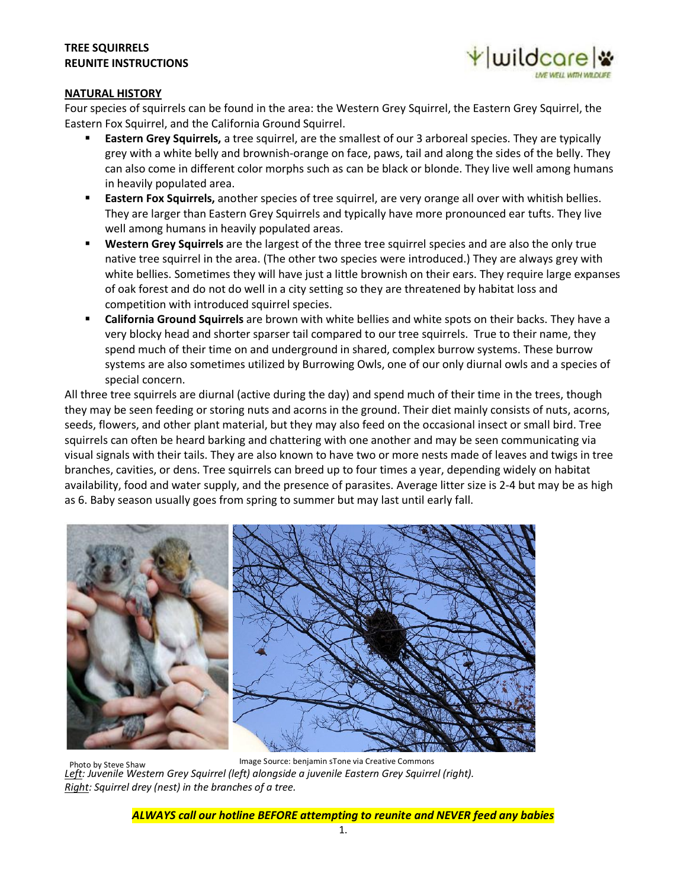**TREE SQUIRRELS**
**REUNITE INSTRUCTIONS**

## NATURAL HISTORY

Four species of squirrels can be found in the area: the Western Grey Squirrel, the Eastern Grey Squirrel, the Eastern Fox Squirrel, and the California Ground Squirrel.

- **Eastern Grey Squirrels,** a tree squirrel, are the smallest of our 3 arboreal species. They are typically grey with a white belly and brownish-orange on face, paws, tail and along the sides of the belly. They can also come in different color morphs such as can be black or blonde. They live well among humans in heavily populated area.
- **Eastern Fox Squirrels,** another species of tree squirrel, are very orange all over with whitish bellies. They are larger than Eastern Grey Squirrels and typically have more pronounced ear tufts. They live well among humans in heavily populated areas.
- **Western Grey Squirrels** are the largest of the three tree squirrel species and are also the only true native tree squirrel in the area. (The other two species were introduced.) They are always grey with white bellies. Sometimes they will have just a little brownish on their ears. They require large expanses of oak forest and do not do well in a city setting so they are threatened by habitat loss and competition with introduced squirrel species.
- **California Ground Squirrels** are brown with white bellies and white spots on their backs. They have a very blocky head and shorter sparser tail compared to our tree squirrels. True to their name, they spend much of their time on and underground in shared, complex burrow systems. These burrow systems are also sometimes utilized by Burrowing Owls, one of our only diurnal owls and a species of special concern.

All three tree squirrels are diurnal (active during the day) and spend much of their time in the trees, though they may be seen feeding or storing nuts and acorns in the ground. Their diet mainly consists of nuts, acorns, seeds, flowers, and other plant material, but they may also feed on the occasional insect or small bird. Tree squirrels can often be heard barking and chattering with one another and may be seen communicating via visual signals with their tails. They are also known to have two or more nests made of leaves and twigs in tree branches, cavities, or dens. Tree squirrels can breed up to four times a year, depending widely on habitat availability, food and water supply, and the presence of parasites. Average litter size is 2-4 but may be as high as 6. Baby season usually goes from spring to summer but may last until early fall.

Photo by Steve Shaw

Image Source: benjamin sTone via Creative Commons

*Left: Juvenile Western Grey Squirrel (left) alongside a juvenile Eastern Grey Squirrel (right).*
*Right: Squirrel drey (nest) in the branches of a tree.*

***ALWAYS call our hotline BEFORE attempting to reunite and NEVER feed any babies***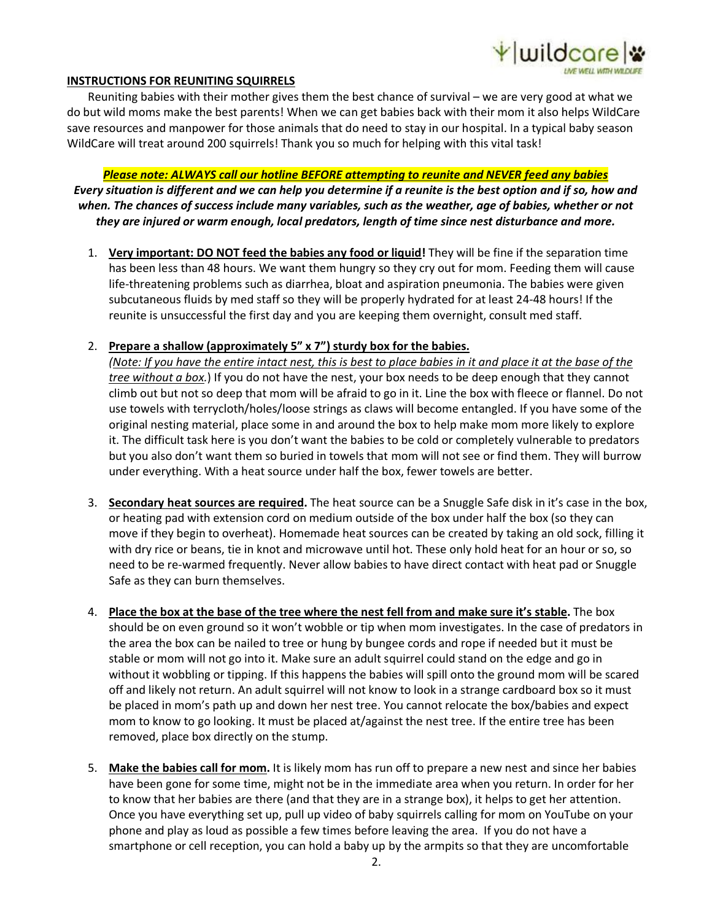**INSTRUCTIONS FOR REUNITING SQUIRRELS**

Reuniting babies with their mother gives them the best chance of survival – we are very good at what we do but wild moms make the best parents! When we can get babies back with their mom it also helps WildCare save resources and manpower for those animals that do need to stay in our hospital. In a typical baby season WildCare will treat around 200 squirrels! Thank you so much for helping with this vital task!

***Please note: ALWAYS call our hotline BEFORE attempting to reunite and NEVER feed any babies***

***Every situation is different and we can help you determine if a reunite is the best option and if so, how and when. The chances of success include many variables, such as the weather, age of babies, whether or not they are injured or warm enough, local predators, length of time since nest disturbance and more.***

1. **Very important: DO NOT feed the babies any food or liquid!** They will be fine if the separation time has been less than 48 hours. We want them hungry so they cry out for mom. Feeding them will cause life-threatening problems such as diarrhea, bloat and aspiration pneumonia. The babies were given subcutaneous fluids by med staff so they will be properly hydrated for at least 24-48 hours! If the reunite is unsuccessful the first day and you are keeping them overnight, consult med staff.

2. **Prepare a shallow (approximately 5" x 7") sturdy box for the babies.**
   *(Note: If you have the entire intact nest, this is best to place babies in it and place it at the base of the tree without a box.)* If you do not have the nest, your box needs to be deep enough that they cannot climb out but not so deep that mom will be afraid to go in it. Line the box with fleece or flannel. Do not use towels with terrycloth/holes/loose strings as claws will become entangled. If you have some of the original nesting material, place some in and around the box to help make mom more likely to explore it. The difficult task here is you don't want the babies to be cold or completely vulnerable to predators but you also don't want them so buried in towels that mom will not see or find them. They will burrow under everything. With a heat source under half the box, fewer towels are better.

3. **Secondary heat sources are required.** The heat source can be a Snuggle Safe disk in it's case in the box, or heating pad with extension cord on medium outside of the box under half the box (so they can move if they begin to overheat). Homemade heat sources can be created by taking an old sock, filling it with dry rice or beans, tie in knot and microwave until hot. These only hold heat for an hour or so, so need to be re-warmed frequently. Never allow babies to have direct contact with heat pad or Snuggle Safe as they can burn themselves.

4. **Place the box at the base of the tree where the nest fell from and make sure it's stable.** The box should be on even ground so it won't wobble or tip when mom investigates. In the case of predators in the area the box can be nailed to tree or hung by bungee cords and rope if needed but it must be stable or mom will not go into it. Make sure an adult squirrel could stand on the edge and go in without it wobbling or tipping. If this happens the babies will spill onto the ground mom will be scared off and likely not return. An adult squirrel will not know to look in a strange cardboard box so it must be placed in mom's path up and down her nest tree. You cannot relocate the box/babies and expect mom to know to go looking. It must be placed at/against the nest tree. If the entire tree has been removed, place box directly on the stump.

5. **Make the babies call for mom.** It is likely mom has run off to prepare a new nest and since her babies have been gone for some time, might not be in the immediate area when you return. In order for her to know that her babies are there (and that they are in a strange box), it helps to get her attention. Once you have everything set up, pull up video of baby squirrels calling for mom on YouTube on your phone and play as loud as possible a few times before leaving the area. If you do not have a smartphone or cell reception, you can hold a baby up by the armpits so that they are uncomfortable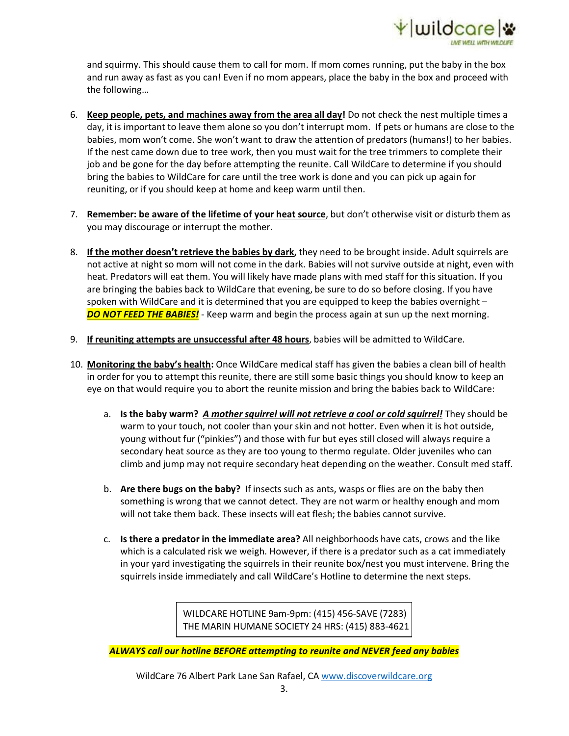and squirmy. This should cause them to call for mom. If mom comes running, put the baby in the box and run away as fast as you can! Even if no mom appears, place the baby in the box and proceed with the following…

6. **Keep people, pets, and machines away from the area all day!** Do not check the nest multiple times a day, it is important to leave them alone so you don't interrupt mom. If pets or humans are close to the babies, mom won't come. She won't want to draw the attention of predators (humans!) to her babies. If the nest came down due to tree work, then you must wait for the tree trimmers to complete their job and be gone for the day before attempting the reunite. Call WildCare to determine if you should bring the babies to WildCare for care until the tree work is done and you can pick up again for reuniting, or if you should keep at home and keep warm until then.

7. **Remember: be aware of the lifetime of your heat source**, but don't otherwise visit or disturb them as you may discourage or interrupt the mother.

8. **If the mother doesn't retrieve the babies by dark,** they need to be brought inside. Adult squirrels are not active at night so mom will not come in the dark. Babies will not survive outside at night, even with heat. Predators will eat them. You will likely have made plans with med staff for this situation. If you are bringing the babies back to WildCare that evening, be sure to do so before closing. If you have spoken with WildCare and it is determined that you are equipped to keep the babies overnight – ***DO NOT FEED THE BABIES!*** - Keep warm and begin the process again at sun up the next morning.

9. **If reuniting attempts are unsuccessful after 48 hours**, babies will be admitted to WildCare.

10. **Monitoring the baby's health:** Once WildCare medical staff has given the babies a clean bill of health in order for you to attempt this reunite, there are still some basic things you should know to keep an eye on that would require you to abort the reunite mission and bring the babies back to WildCare:

    a. **Is the baby warm?** ***A mother squirrel will not retrieve a cool or cold squirrel!*** They should be warm to your touch, not cooler than your skin and not hotter. Even when it is hot outside, young without fur ("pinkies") and those with fur but eyes still closed will always require a secondary heat source as they are too young to thermo regulate. Older juveniles who can climb and jump may not require secondary heat depending on the weather. Consult med staff.

    b. **Are there bugs on the baby?** If insects such as ants, wasps or flies are on the baby then something is wrong that we cannot detect. They are not warm or healthy enough and mom will not take them back. These insects will eat flesh; the babies cannot survive.

    c. **Is there a predator in the immediate area?** All neighborhoods have cats, crows and the like which is a calculated risk we weigh. However, if there is a predator such as a cat immediately in your yard investigating the squirrels in their reunite box/nest you must intervene. Bring the squirrels inside immediately and call WildCare's Hotline to determine the next steps.

WILDCARE HOTLINE 9am-9pm: (415) 456-SAVE (7283)
THE MARIN HUMANE SOCIETY 24 HRS: (415) 883-4621

***ALWAYS call our hotline BEFORE attempting to reunite and NEVER feed any babies***

WildCare 76 Albert Park Lane San Rafael, CA www.discoverwildcare.org